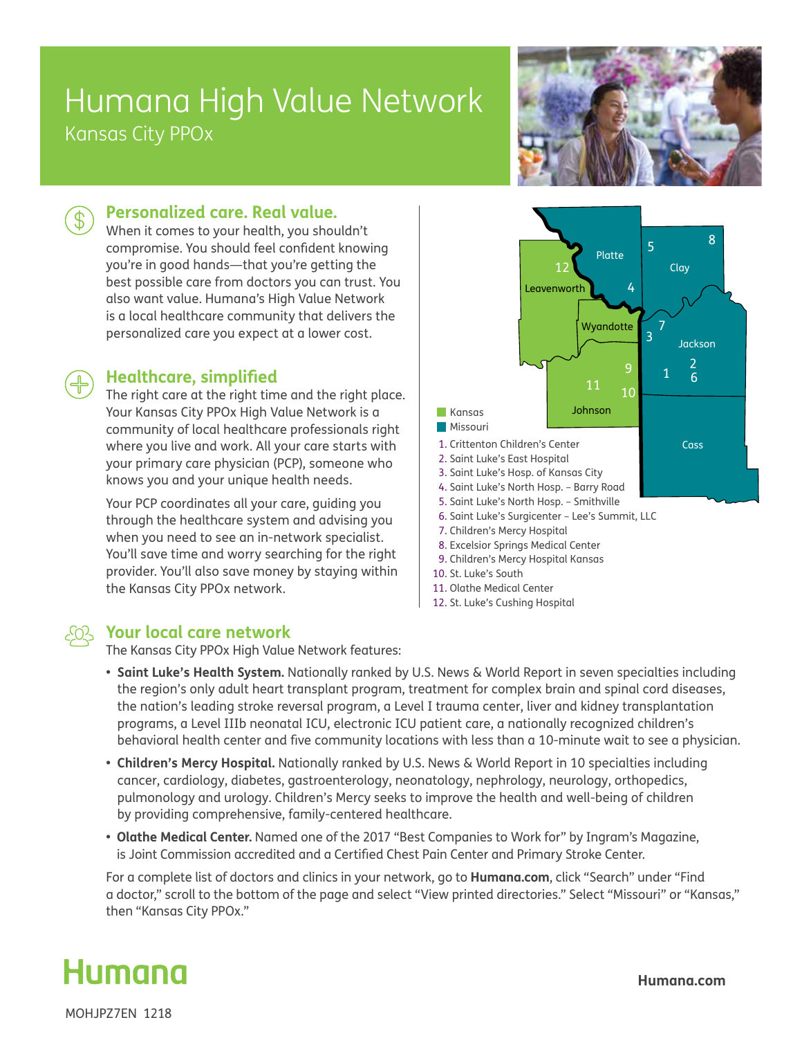# Humana High Value Network

## Kansas City PPOx

### Personalized care. Real value.

When it comes to your health, you shouldn't compromise. You should feel confident knowing you're in good hands—that you're getting the best possible care from doctors you can trust. You also want value. Humana's High Value Network is a local healthcare community that delivers the personalized care you expect at a lower cost.

### Healthcare, simplified

The right care at the right time and the right place. Your Kansas City PPOx High Value Network is a community of local healthcare professionals right where you live and work. All your care starts with your primary care physician (PCP), someone who knows you and your unique health needs.

Your PCP coordinates all your care, guiding you through the healthcare system and advising you when you need to see an in-network specialist. You'll save time and worry searching for the right provider. You'll also save money by staying within the Kansas City PPOx network.

Kansas: Leavenworth, Wyandotte, Johnson
Missouri: Platte, Clay, Jackson, Cass

1. Crittenton Children's Center
2. Saint Luke's East Hospital
3. Saint Luke's Hosp. of Kansas City
4. Saint Luke's North Hosp. – Barry Road
5. Saint Luke's North Hosp. – Smithville
6. Saint Luke's Surgicenter – Lee's Summit, LLC
7. Children's Mercy Hospital
8. Excelsior Springs Medical Center
9. Children's Mercy Hospital Kansas
10. St. Luke's South
11. Olathe Medical Center
12. St. Luke's Cushing Hospital

### Your local care network

The Kansas City PPOx High Value Network features:

- **Saint Luke's Health System.** Nationally ranked by U.S. News & World Report in seven specialties including the region's only adult heart transplant program, treatment for complex brain and spinal cord diseases, the nation's leading stroke reversal program, a Level I trauma center, liver and kidney transplantation programs, a Level IIIb neonatal ICU, electronic ICU patient care, a nationally recognized children's behavioral health center and five community locations with less than a 10-minute wait to see a physician.
- **Children's Mercy Hospital.** Nationally ranked by U.S. News & World Report in 10 specialties including cancer, cardiology, diabetes, gastroenterology, neonatology, nephrology, neurology, orthopedics, pulmonology and urology. Children's Mercy seeks to improve the health and well-being of children by providing comprehensive, family-centered healthcare.
- **Olathe Medical Center.** Named one of the 2017 "Best Companies to Work for" by Ingram's Magazine, is Joint Commission accredited and a Certified Chest Pain Center and Primary Stroke Center.

For a complete list of doctors and clinics in your network, go to **Humana.com**, click "Search" under "Find a doctor," scroll to the bottom of the page and select "View printed directories." Select "Missouri" or "Kansas," then "Kansas City PPOx."

**Humana**

**Humana.com**

MOHJPZ7EN 1218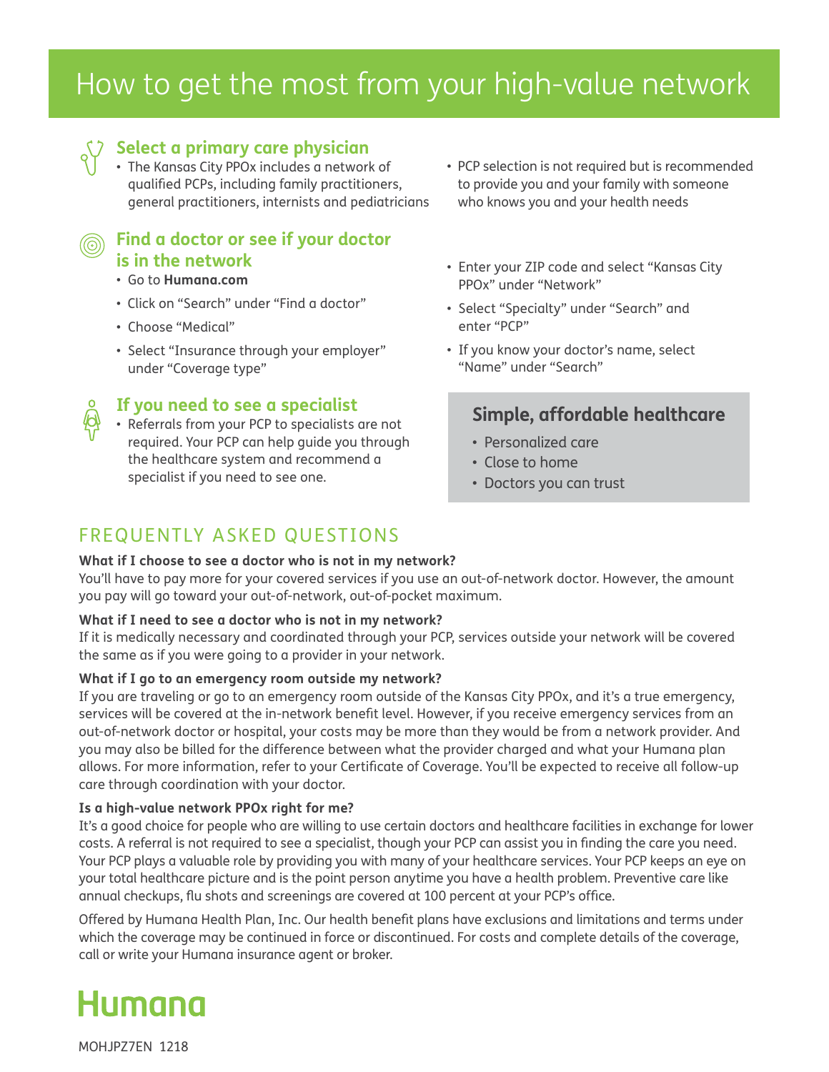# How to get the most from your high-value network

## Select a primary care physician

- The Kansas City PPOx includes a network of qualified PCPs, including family practitioners, general practitioners, internists and pediatricians
- PCP selection is not required but is recommended to provide you and your family with someone who knows you and your health needs

## Find a doctor or see if your doctor is in the network

- Go to **Humana.com**
- Click on "Search" under "Find a doctor"
- Choose "Medical"
- Select "Insurance through your employer" under "Coverage type"
- Enter your ZIP code and select "Kansas City PPOx" under "Network"
- Select "Specialty" under "Search" and enter "PCP"
- If you know your doctor's name, select "Name" under "Search"

## If you need to see a specialist

- Referrals from your PCP to specialists are not required. Your PCP can help guide you through the healthcare system and recommend a specialist if you need to see one.

### Simple, affordable healthcare

- Personalized care
- Close to home
- Doctors you can trust

## FREQUENTLY ASKED QUESTIONS

**What if I choose to see a doctor who is not in my network?**
You'll have to pay more for your covered services if you use an out-of-network doctor. However, the amount you pay will go toward your out-of-network, out-of-pocket maximum.

**What if I need to see a doctor who is not in my network?**
If it is medically necessary and coordinated through your PCP, services outside your network will be covered the same as if you were going to a provider in your network.

**What if I go to an emergency room outside my network?**
If you are traveling or go to an emergency room outside of the Kansas City PPOx, and it's a true emergency, services will be covered at the in-network benefit level. However, if you receive emergency services from an out-of-network doctor or hospital, your costs may be more than they would be from a network provider. And you may also be billed for the difference between what the provider charged and what your Humana plan allows. For more information, refer to your Certificate of Coverage. You'll be expected to receive all follow-up care through coordination with your doctor.

**Is a high-value network PPOx right for me?**
It's a good choice for people who are willing to use certain doctors and healthcare facilities in exchange for lower costs. A referral is not required to see a specialist, though your PCP can assist you in finding the care you need. Your PCP plays a valuable role by providing you with many of your healthcare services. Your PCP keeps an eye on your total healthcare picture and is the point person anytime you have a health problem. Preventive care like annual checkups, flu shots and screenings are covered at 100 percent at your PCP's office.

Offered by Humana Health Plan, Inc. Our health benefit plans have exclusions and limitations and terms under which the coverage may be continued in force or discontinued. For costs and complete details of the coverage, call or write your Humana insurance agent or broker.

**Humana**

MOHJPZ7EN 1218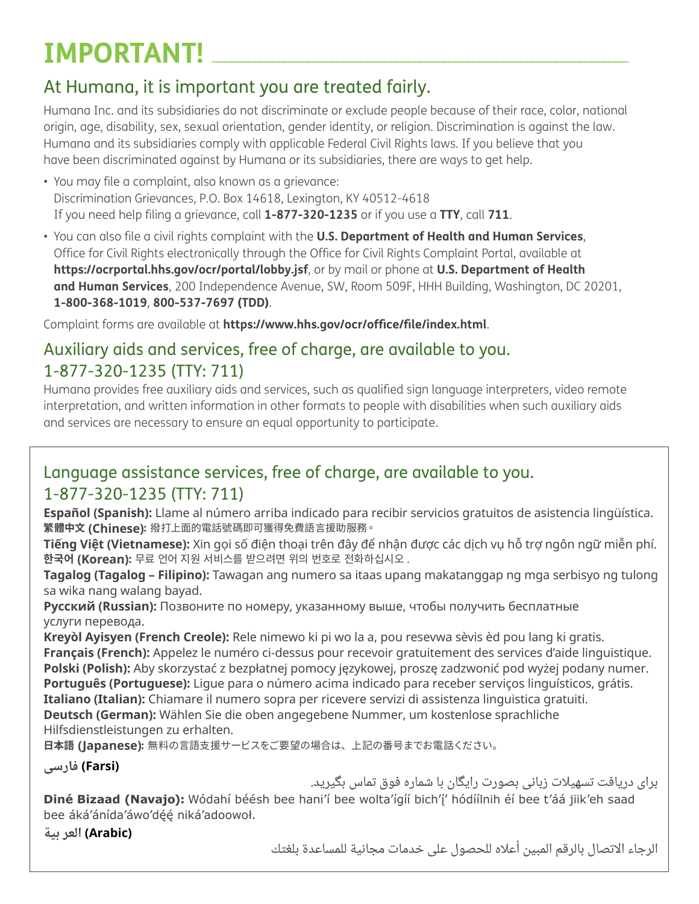# IMPORTANT!

## At Humana, it is important you are treated fairly.

Humana Inc. and its subsidiaries do not discriminate or exclude people because of their race, color, national origin, age, disability, sex, sexual orientation, gender identity, or religion. Discrimination is against the law. Humana and its subsidiaries comply with applicable Federal Civil Rights laws. If you believe that you have been discriminated against by Humana or its subsidiaries, there are ways to get help.

- You may file a complaint, also known as a grievance:
  Discrimination Grievances, P.O. Box 14618, Lexington, KY 40512-4618
  If you need help filing a grievance, call **1-877-320-1235** or if you use a **TTY**, call **711**.
- You can also file a civil rights complaint with the **U.S. Department of Health and Human Services**, Office for Civil Rights electronically through the Office for Civil Rights Complaint Portal, available at **https://ocrportal.hhs.gov/ocr/portal/lobby.jsf**, or by mail or phone at **U.S. Department of Health and Human Services**, 200 Independence Avenue, SW, Room 509F, HHH Building, Washington, DC 20201, **1-800-368-1019**, **800-537-7697 (TDD)**.

Complaint forms are available at **https://www.hhs.gov/ocr/office/file/index.html**.

## Auxiliary aids and services, free of charge, are available to you. 1-877-320-1235 (TTY: 711)

Humana provides free auxiliary aids and services, such as qualified sign language interpreters, video remote interpretation, and written information in other formats to people with disabilities when such auxiliary aids and services are necessary to ensure an equal opportunity to participate.

## Language assistance services, free of charge, are available to you. 1-877-320-1235 (TTY: 711)

**Español (Spanish):** Llame al número arriba indicado para recibir servicios gratuitos de asistencia lingüística.
**繁體中文 (Chinese):** 撥打上面的電話號碼即可獲得免費語言援助服務。
**Tiếng Việt (Vietnamese):** Xin gọi số điện thoại trên đây để nhận được các dịch vụ hỗ trợ ngôn ngữ miễn phí.
**한국어 (Korean):** 무료 언어 지원 서비스를 받으려면 위의 번호로 전화하십시오 .
**Tagalog (Tagalog – Filipino):** Tawagan ang numero sa itaas upang makatanggap ng mga serbisyo ng tulong sa wika nang walang bayad.
**Русский (Russian):** Позвоните по номеру, указанному выше, чтобы получить бесплатные услуги перевода.
**Kreyòl Ayisyen (French Creole):** Rele nimewo ki pi wo la a, pou resevwa sèvis èd pou lang ki gratis.
**Français (French):** Appelez le numéro ci-dessus pour recevoir gratuitement des services d'aide linguistique.
**Polski (Polish):** Aby skorzystać z bezpłatnej pomocy językowej, proszę zadzwonić pod wyżej podany numer.
**Português (Portuguese):** Ligue para o número acima indicado para receber serviços linguísticos, grátis.
**Italiano (Italian):** Chiamare il numero sopra per ricevere servizi di assistenza linguistica gratuiti.
**Deutsch (German):** Wählen Sie die oben angegebene Nummer, um kostenlose sprachliche Hilfsdienstleistungen zu erhalten.
**日本語 (Japanese):** 無料の言語支援サービスをご要望の場合は、上記の番号までお電話ください。

**فارسی (Farsi)**

برای دریافت تسهیلات زبانی بصورت رایگان با شماره فوق تماس بگیرید.

**Diné Bizaad (Navajo):** Wódahí béésh bee hani'í bee wolta'ígíí bich'į' hódíílnih éí bee t'áá jiik'eh saad bee áká'ánída'áwo'déé nikáa'doowoł.

**العربية (Arabic)**

الرجاء الاتصال بالرقم المبين أعلاه للحصول على خدمات مجانية للمساعدة بلغتك